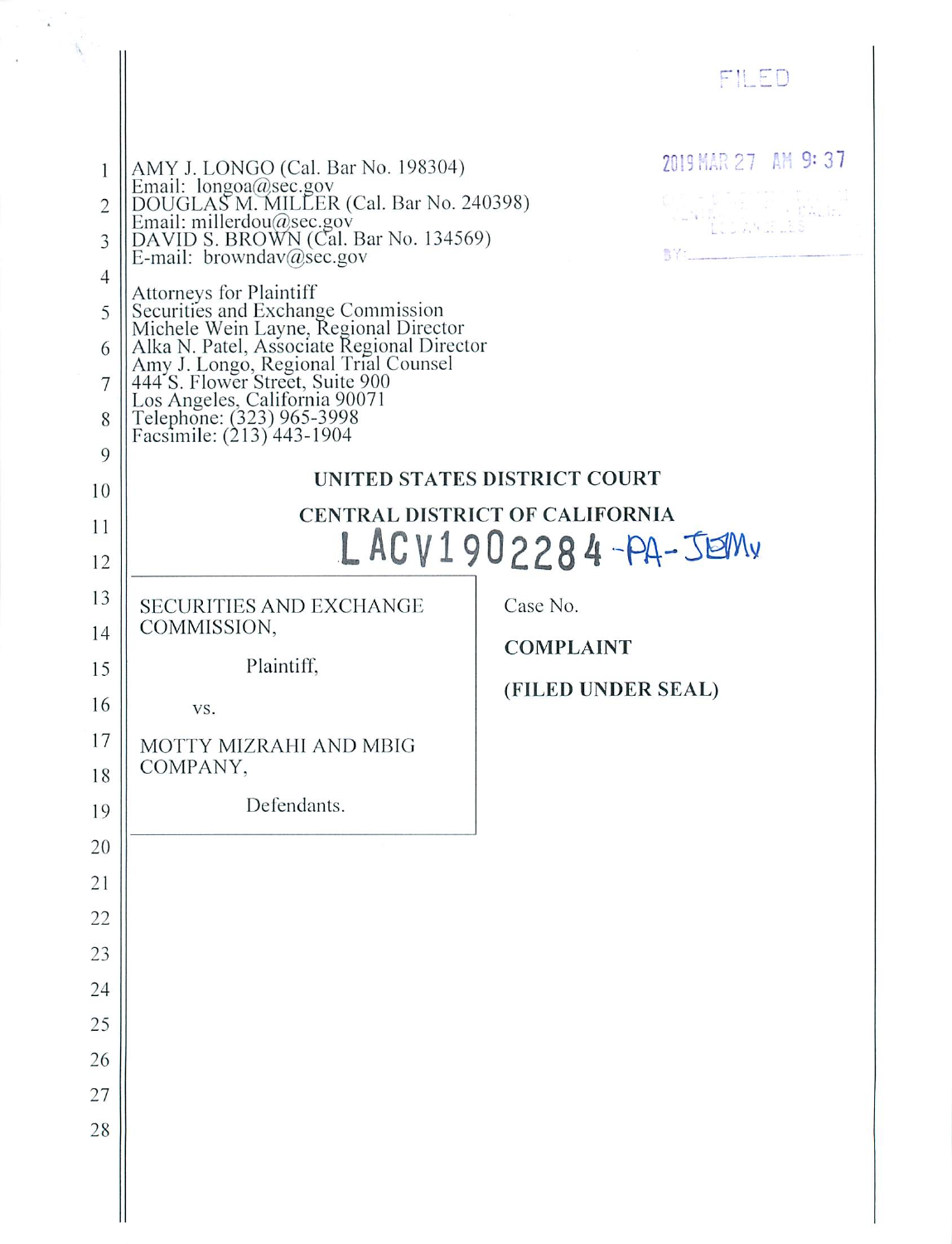FILED

2019 MAR 27 AM 9:37

AMY J. LONGO (Cal. Bar No. 198304)
Email: longoa@sec.gov
DOUGLAS M. MILLER (Cal. Bar No. 240398)
Email: millerdou@sec.gov
DAVID S. BROWN (Cal. Bar No. 134569)
E-mail: browndav@sec.gov

Attorneys for Plaintiff
Securities and Exchange Commission
Michele Wein Layne, Regional Director
Alka N. Patel, Associate Regional Director
Amy J. Longo, Regional Trial Counsel
444 S. Flower Street, Suite 900
Los Angeles, California 90071
Telephone: (323) 965-3998
Facsimile: (213) 443-1904

**UNITED STATES DISTRICT COURT**

**CENTRAL DISTRICT OF CALIFORNIA**

LACV1902284-PA-JEMx

| | |
|---|---|
| SECURITIES AND EXCHANGE COMMISSION,<br><br>Plaintiff,<br><br>vs.<br><br>MOTTY MIZRAHI AND MBIG COMPANY,<br><br>Defendants. | Case No.<br><br>**COMPLAINT**<br><br>**(FILED UNDER SEAL)** |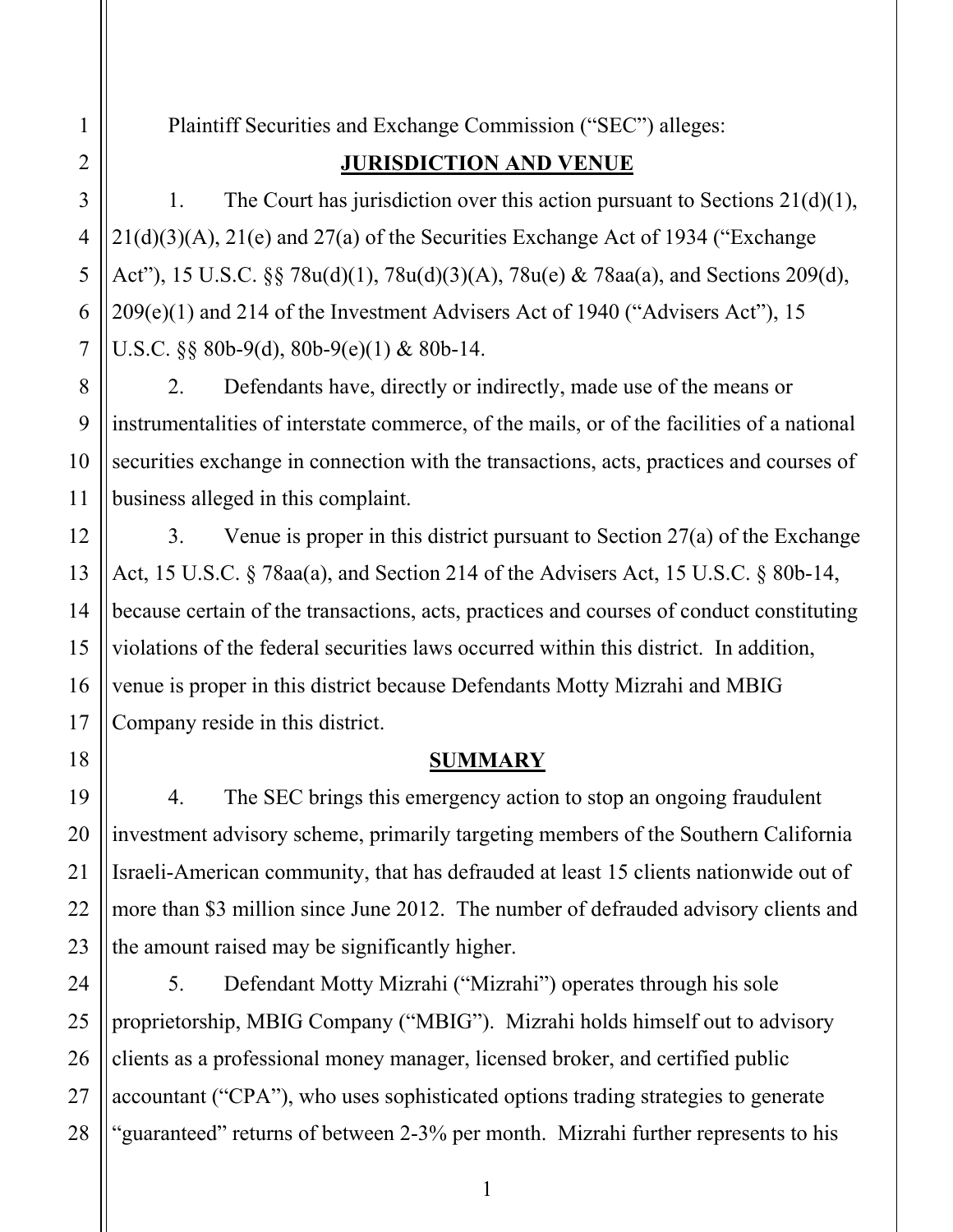Plaintiff Securities and Exchange Commission ("SEC") alleges:

## JURISDICTION AND VENUE

1. The Court has jurisdiction over this action pursuant to Sections 21(d)(1), 21(d)(3)(A), 21(e) and 27(a) of the Securities Exchange Act of 1934 ("Exchange Act"), 15 U.S.C. §§ 78u(d)(1), 78u(d)(3)(A), 78u(e) & 78aa(a), and Sections 209(d), 209(e)(1) and 214 of the Investment Advisers Act of 1940 ("Advisers Act"), 15 U.S.C. §§ 80b-9(d), 80b-9(e)(1) & 80b-14.

2. Defendants have, directly or indirectly, made use of the means or instrumentalities of interstate commerce, of the mails, or of the facilities of a national securities exchange in connection with the transactions, acts, practices and courses of business alleged in this complaint.

3. Venue is proper in this district pursuant to Section 27(a) of the Exchange Act, 15 U.S.C. § 78aa(a), and Section 214 of the Advisers Act, 15 U.S.C. § 80b-14, because certain of the transactions, acts, practices and courses of conduct constituting violations of the federal securities laws occurred within this district. In addition, venue is proper in this district because Defendants Motty Mizrahi and MBIG Company reside in this district.

## SUMMARY

4. The SEC brings this emergency action to stop an ongoing fraudulent investment advisory scheme, primarily targeting members of the Southern California Israeli-American community, that has defrauded at least 15 clients nationwide out of more than $3 million since June 2012. The number of defrauded advisory clients and the amount raised may be significantly higher.

5. Defendant Motty Mizrahi ("Mizrahi") operates through his sole proprietorship, MBIG Company ("MBIG"). Mizrahi holds himself out to advisory clients as a professional money manager, licensed broker, and certified public accountant ("CPA"), who uses sophisticated options trading strategies to generate "guaranteed" returns of between 2-3% per month. Mizrahi further represents to his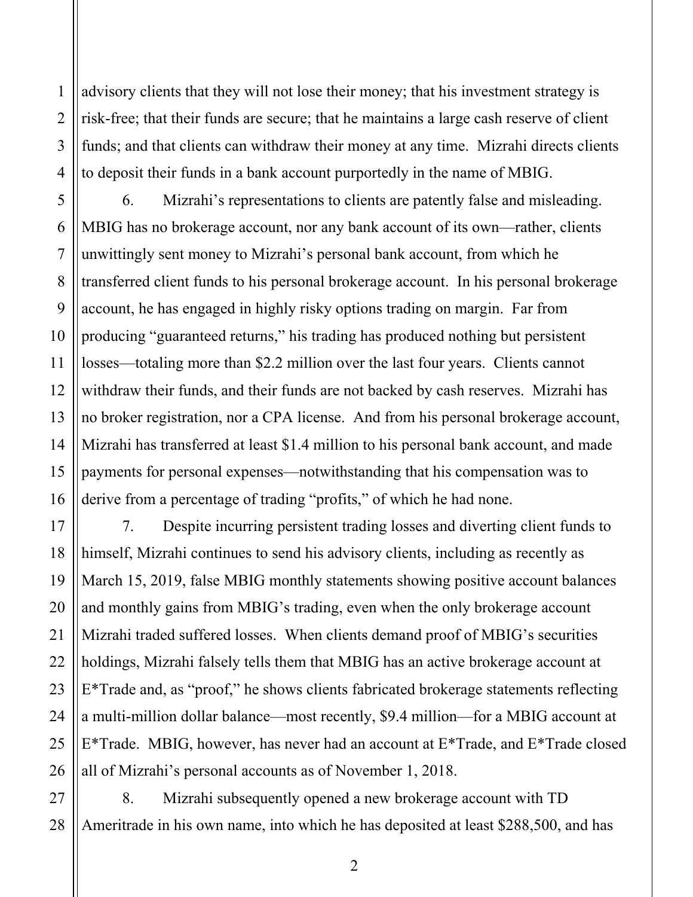advisory clients that they will not lose their money; that his investment strategy is risk-free; that their funds are secure; that he maintains a large cash reserve of client funds; and that clients can withdraw their money at any time. Mizrahi directs clients to deposit their funds in a bank account purportedly in the name of MBIG.

6. Mizrahi's representations to clients are patently false and misleading. MBIG has no brokerage account, nor any bank account of its own—rather, clients unwittingly sent money to Mizrahi's personal bank account, from which he transferred client funds to his personal brokerage account. In his personal brokerage account, he has engaged in highly risky options trading on margin. Far from producing "guaranteed returns," his trading has produced nothing but persistent losses—totaling more than $2.2 million over the last four years. Clients cannot withdraw their funds, and their funds are not backed by cash reserves. Mizrahi has no broker registration, nor a CPA license. And from his personal brokerage account, Mizrahi has transferred at least $1.4 million to his personal bank account, and made payments for personal expenses—notwithstanding that his compensation was to derive from a percentage of trading "profits," of which he had none.

7. Despite incurring persistent trading losses and diverting client funds to himself, Mizrahi continues to send his advisory clients, including as recently as March 15, 2019, false MBIG monthly statements showing positive account balances and monthly gains from MBIG's trading, even when the only brokerage account Mizrahi traded suffered losses. When clients demand proof of MBIG's securities holdings, Mizrahi falsely tells them that MBIG has an active brokerage account at E*Trade and, as "proof," he shows clients fabricated brokerage statements reflecting a multi-million dollar balance—most recently, $9.4 million—for a MBIG account at E*Trade. MBIG, however, has never had an account at E*Trade, and E*Trade closed all of Mizrahi's personal accounts as of November 1, 2018.

8. Mizrahi subsequently opened a new brokerage account with TD Ameritrade in his own name, into which he has deposited at least $288,500, and has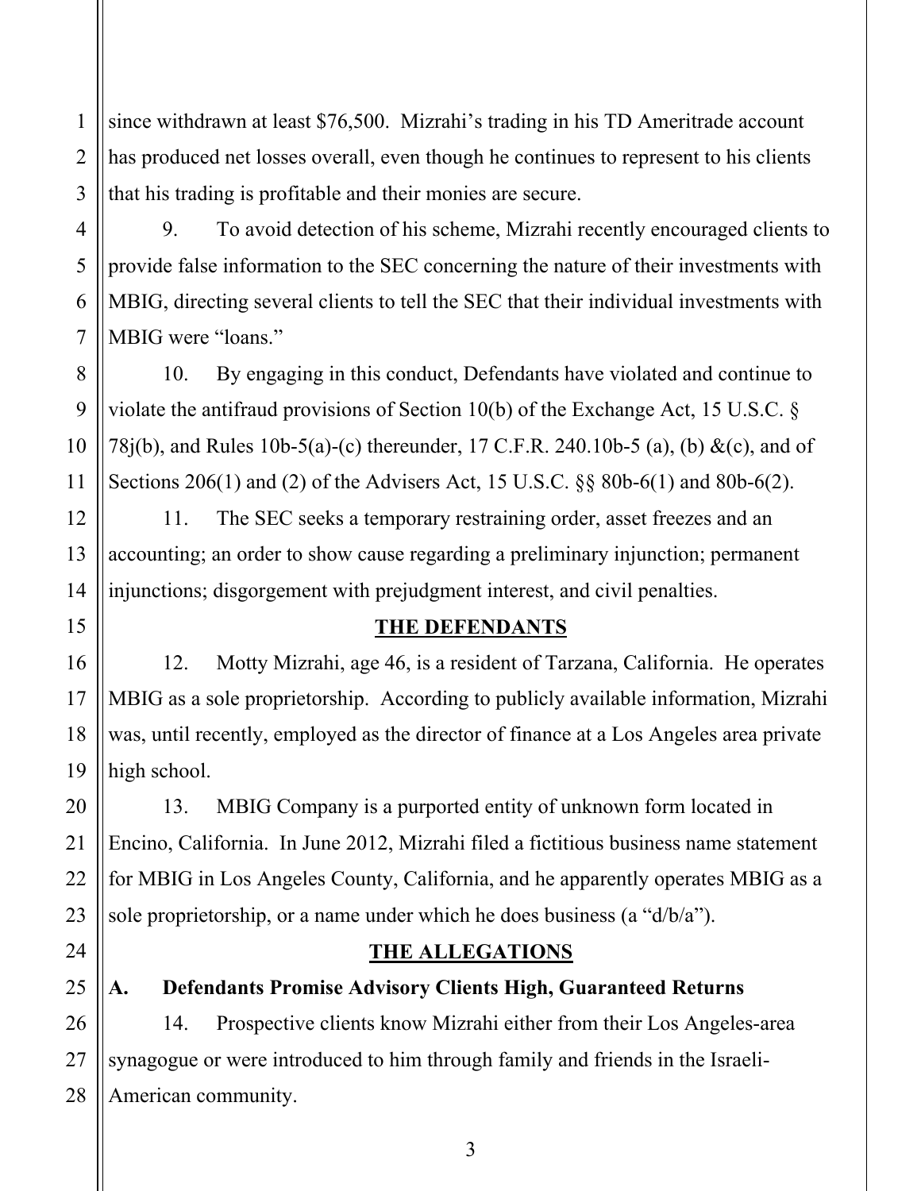since withdrawn at least $76,500. Mizrahi's trading in his TD Ameritrade account has produced net losses overall, even though he continues to represent to his clients that his trading is profitable and their monies are secure.

9. To avoid detection of his scheme, Mizrahi recently encouraged clients to provide false information to the SEC concerning the nature of their investments with MBIG, directing several clients to tell the SEC that their individual investments with MBIG were "loans."

10. By engaging in this conduct, Defendants have violated and continue to violate the antifraud provisions of Section 10(b) of the Exchange Act, 15 U.S.C. § 78j(b), and Rules 10b-5(a)-(c) thereunder, 17 C.F.R. 240.10b-5 (a), (b) &(c), and of Sections 206(1) and (2) of the Advisers Act, 15 U.S.C. §§ 80b-6(1) and 80b-6(2).

11. The SEC seeks a temporary restraining order, asset freezes and an accounting; an order to show cause regarding a preliminary injunction; permanent injunctions; disgorgement with prejudgment interest, and civil penalties.

## THE DEFENDANTS

12. Motty Mizrahi, age 46, is a resident of Tarzana, California. He operates MBIG as a sole proprietorship. According to publicly available information, Mizrahi was, until recently, employed as the director of finance at a Los Angeles area private high school.

13. MBIG Company is a purported entity of unknown form located in Encino, California. In June 2012, Mizrahi filed a fictitious business name statement for MBIG in Los Angeles County, California, and he apparently operates MBIG as a sole proprietorship, or a name under which he does business (a "d/b/a").

## THE ALLEGATIONS

### A. Defendants Promise Advisory Clients High, Guaranteed Returns

14. Prospective clients know Mizrahi either from their Los Angeles-area synagogue or were introduced to him through family and friends in the Israeli-American community.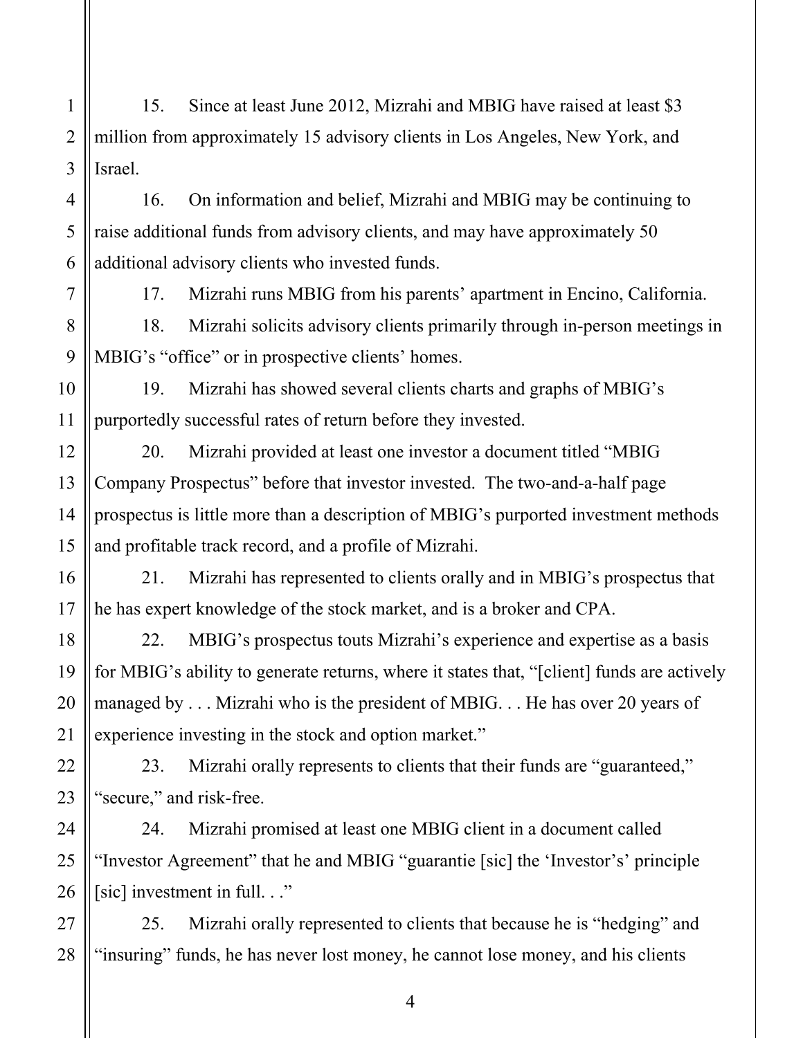15. Since at least June 2012, Mizrahi and MBIG have raised at least $3 million from approximately 15 advisory clients in Los Angeles, New York, and Israel.

16. On information and belief, Mizrahi and MBIG may be continuing to raise additional funds from advisory clients, and may have approximately 50 additional advisory clients who invested funds.

17. Mizrahi runs MBIG from his parents' apartment in Encino, California.

18. Mizrahi solicits advisory clients primarily through in-person meetings in MBIG's "office" or in prospective clients' homes.

19. Mizrahi has showed several clients charts and graphs of MBIG's purportedly successful rates of return before they invested.

20. Mizrahi provided at least one investor a document titled "MBIG Company Prospectus" before that investor invested. The two-and-a-half page prospectus is little more than a description of MBIG's purported investment methods and profitable track record, and a profile of Mizrahi.

21. Mizrahi has represented to clients orally and in MBIG's prospectus that he has expert knowledge of the stock market, and is a broker and CPA.

22. MBIG's prospectus touts Mizrahi's experience and expertise as a basis for MBIG's ability to generate returns, where it states that, "[client] funds are actively managed by . . . Mizrahi who is the president of MBIG. . . He has over 20 years of experience investing in the stock and option market."

23. Mizrahi orally represents to clients that their funds are "guaranteed," "secure," and risk-free.

24. Mizrahi promised at least one MBIG client in a document called "Investor Agreement" that he and MBIG "guarantie [sic] the 'Investor's' principle [sic] investment in full. . ."

25. Mizrahi orally represented to clients that because he is "hedging" and "insuring" funds, he has never lost money, he cannot lose money, and his clients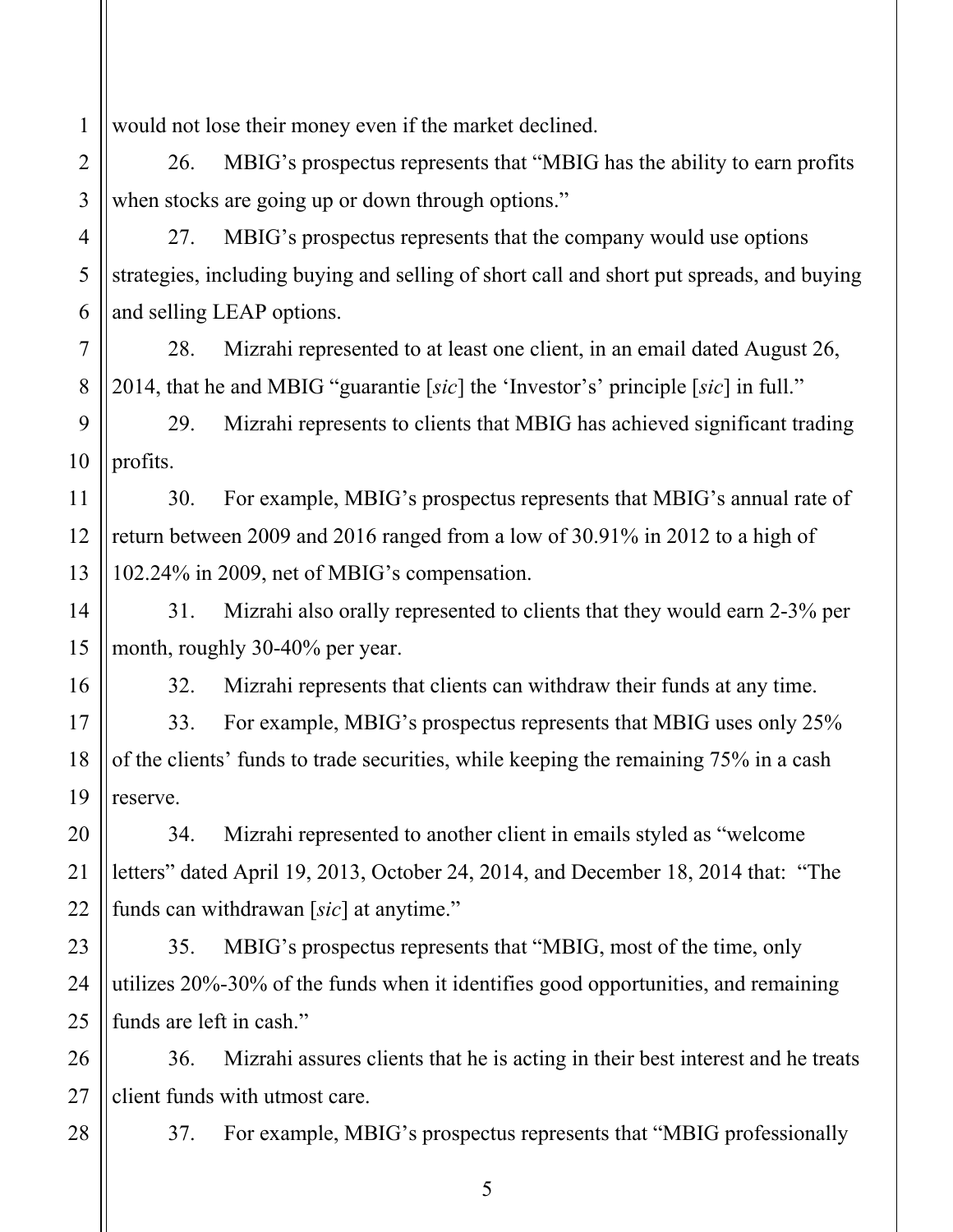would not lose their money even if the market declined.

26. MBIG's prospectus represents that "MBIG has the ability to earn profits when stocks are going up or down through options."

27. MBIG's prospectus represents that the company would use options strategies, including buying and selling of short call and short put spreads, and buying and selling LEAP options.

28. Mizrahi represented to at least one client, in an email dated August 26, 2014, that he and MBIG "guarantie [*sic*] the 'Investor's' principle [*sic*] in full."

29. Mizrahi represents to clients that MBIG has achieved significant trading profits.

30. For example, MBIG's prospectus represents that MBIG's annual rate of return between 2009 and 2016 ranged from a low of 30.91% in 2012 to a high of 102.24% in 2009, net of MBIG's compensation.

31. Mizrahi also orally represented to clients that they would earn 2-3% per month, roughly 30-40% per year.

32. Mizrahi represents that clients can withdraw their funds at any time.

33. For example, MBIG's prospectus represents that MBIG uses only 25% of the clients' funds to trade securities, while keeping the remaining 75% in a cash reserve.

34. Mizrahi represented to another client in emails styled as "welcome letters" dated April 19, 2013, October 24, 2014, and December 18, 2014 that: "The funds can withdrawan [*sic*] at anytime."

35. MBIG's prospectus represents that "MBIG, most of the time, only utilizes 20%-30% of the funds when it identifies good opportunities, and remaining funds are left in cash."

36. Mizrahi assures clients that he is acting in their best interest and he treats client funds with utmost care.

37. For example, MBIG's prospectus represents that "MBIG professionally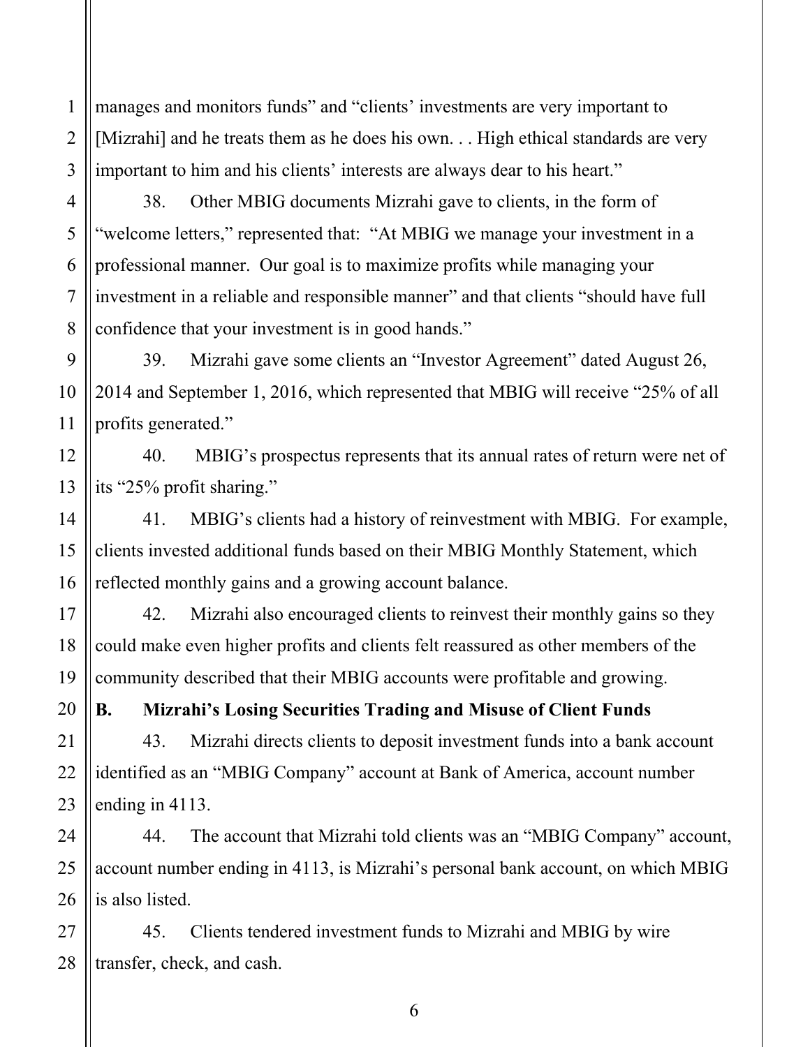manages and monitors funds" and "clients' investments are very important to [Mizrahi] and he treats them as he does his own. . . High ethical standards are very important to him and his clients' interests are always dear to his heart."

38. Other MBIG documents Mizrahi gave to clients, in the form of "welcome letters," represented that: "At MBIG we manage your investment in a professional manner. Our goal is to maximize profits while managing your investment in a reliable and responsible manner" and that clients "should have full confidence that your investment is in good hands."

39. Mizrahi gave some clients an "Investor Agreement" dated August 26, 2014 and September 1, 2016, which represented that MBIG will receive "25% of all profits generated."

40. MBIG's prospectus represents that its annual rates of return were net of its "25% profit sharing."

41. MBIG's clients had a history of reinvestment with MBIG. For example, clients invested additional funds based on their MBIG Monthly Statement, which reflected monthly gains and a growing account balance.

42. Mizrahi also encouraged clients to reinvest their monthly gains so they could make even higher profits and clients felt reassured as other members of the community described that their MBIG accounts were profitable and growing.

**B. Mizrahi's Losing Securities Trading and Misuse of Client Funds**

43. Mizrahi directs clients to deposit investment funds into a bank account identified as an "MBIG Company" account at Bank of America, account number ending in 4113.

44. The account that Mizrahi told clients was an "MBIG Company" account, account number ending in 4113, is Mizrahi's personal bank account, on which MBIG is also listed.

45. Clients tendered investment funds to Mizrahi and MBIG by wire transfer, check, and cash.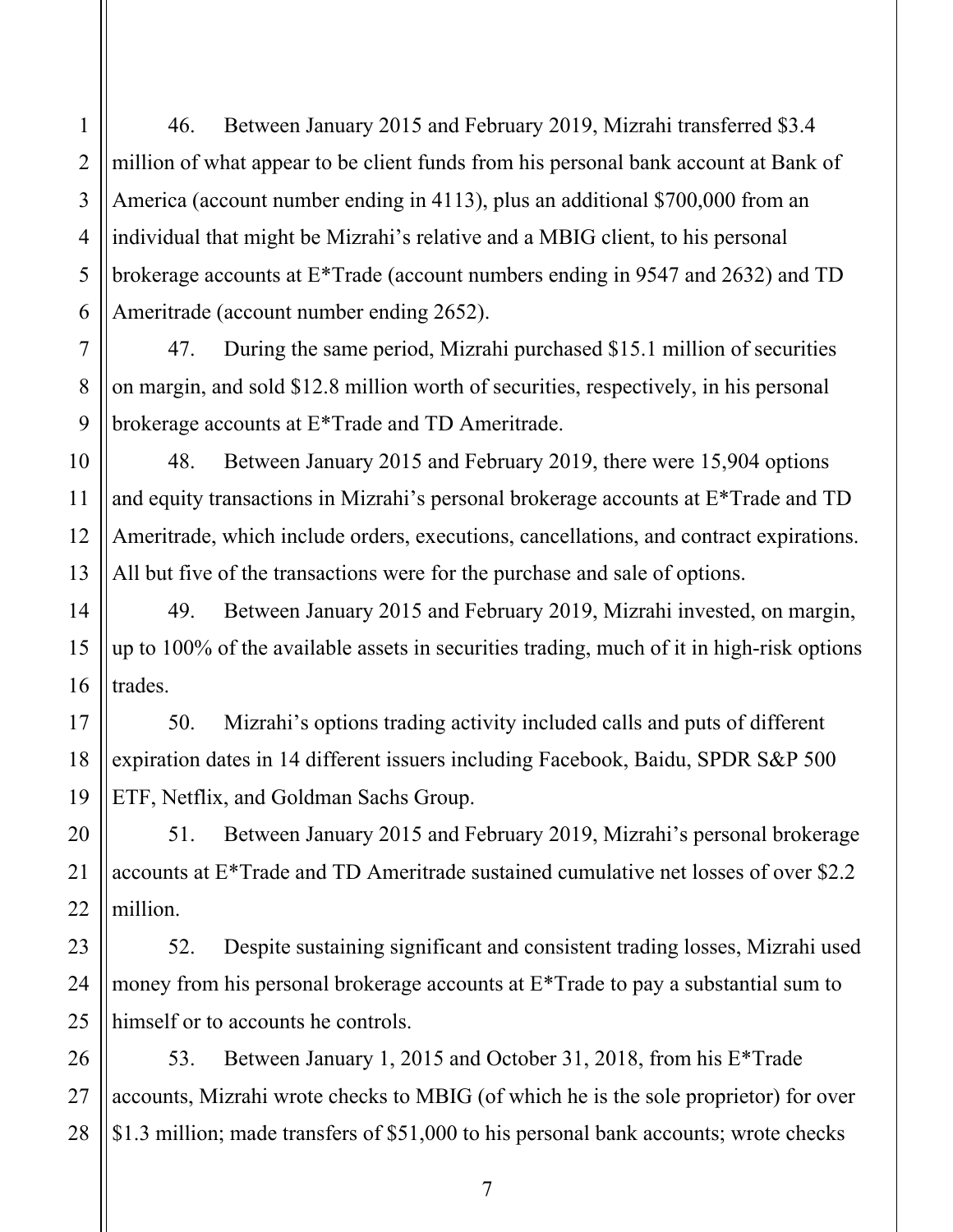46. Between January 2015 and February 2019, Mizrahi transferred $3.4 million of what appear to be client funds from his personal bank account at Bank of America (account number ending in 4113), plus an additional $700,000 from an individual that might be Mizrahi's relative and a MBIG client, to his personal brokerage accounts at E*Trade (account numbers ending in 9547 and 2632) and TD Ameritrade (account number ending 2652).

47. During the same period, Mizrahi purchased $15.1 million of securities on margin, and sold $12.8 million worth of securities, respectively, in his personal brokerage accounts at E*Trade and TD Ameritrade.

48. Between January 2015 and February 2019, there were 15,904 options and equity transactions in Mizrahi's personal brokerage accounts at E*Trade and TD Ameritrade, which include orders, executions, cancellations, and contract expirations. All but five of the transactions were for the purchase and sale of options.

49. Between January 2015 and February 2019, Mizrahi invested, on margin, up to 100% of the available assets in securities trading, much of it in high-risk options trades.

50. Mizrahi's options trading activity included calls and puts of different expiration dates in 14 different issuers including Facebook, Baidu, SPDR S&P 500 ETF, Netflix, and Goldman Sachs Group.

51. Between January 2015 and February 2019, Mizrahi's personal brokerage accounts at E*Trade and TD Ameritrade sustained cumulative net losses of over $2.2 million.

52. Despite sustaining significant and consistent trading losses, Mizrahi used money from his personal brokerage accounts at E*Trade to pay a substantial sum to himself or to accounts he controls.

53. Between January 1, 2015 and October 31, 2018, from his E*Trade accounts, Mizrahi wrote checks to MBIG (of which he is the sole proprietor) for over $1.3 million; made transfers of $51,000 to his personal bank accounts; wrote checks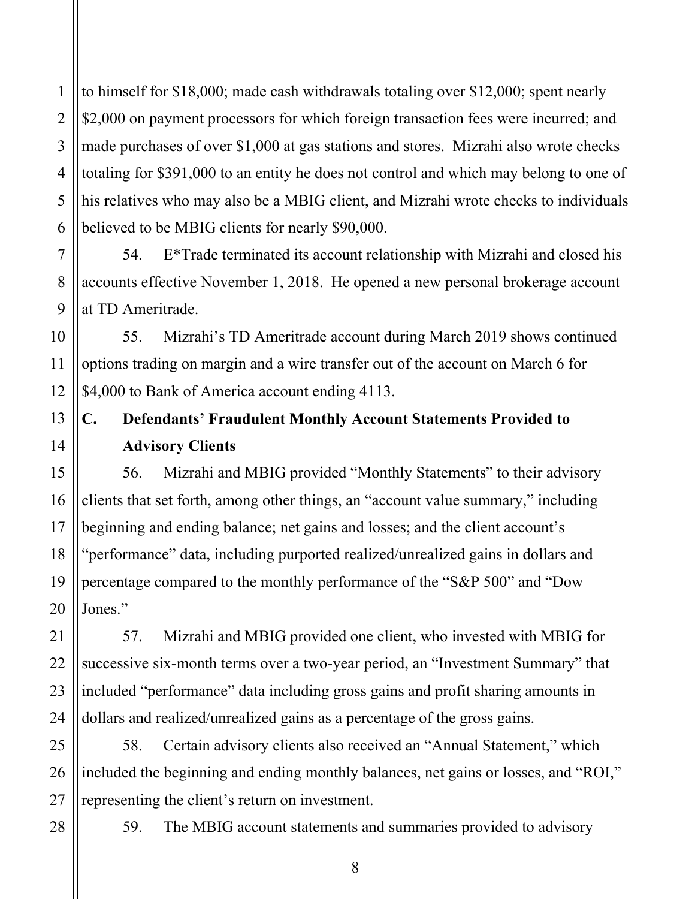to himself for $18,000; made cash withdrawals totaling over $12,000; spent nearly $2,000 on payment processors for which foreign transaction fees were incurred; and made purchases of over $1,000 at gas stations and stores. Mizrahi also wrote checks totaling for $391,000 to an entity he does not control and which may belong to one of his relatives who may also be a MBIG client, and Mizrahi wrote checks to individuals believed to be MBIG clients for nearly $90,000.

54. E*Trade terminated its account relationship with Mizrahi and closed his accounts effective November 1, 2018. He opened a new personal brokerage account at TD Ameritrade.

55. Mizrahi's TD Ameritrade account during March 2019 shows continued options trading on margin and a wire transfer out of the account on March 6 for $4,000 to Bank of America account ending 4113.

### C. Defendants' Fraudulent Monthly Account Statements Provided to Advisory Clients

56. Mizrahi and MBIG provided "Monthly Statements" to their advisory clients that set forth, among other things, an "account value summary," including beginning and ending balance; net gains and losses; and the client account's "performance" data, including purported realized/unrealized gains in dollars and percentage compared to the monthly performance of the "S&P 500" and "Dow Jones."

57. Mizrahi and MBIG provided one client, who invested with MBIG for successive six-month terms over a two-year period, an "Investment Summary" that included "performance" data including gross gains and profit sharing amounts in dollars and realized/unrealized gains as a percentage of the gross gains.

58. Certain advisory clients also received an "Annual Statement," which included the beginning and ending monthly balances, net gains or losses, and "ROI," representing the client's return on investment.

59. The MBIG account statements and summaries provided to advisory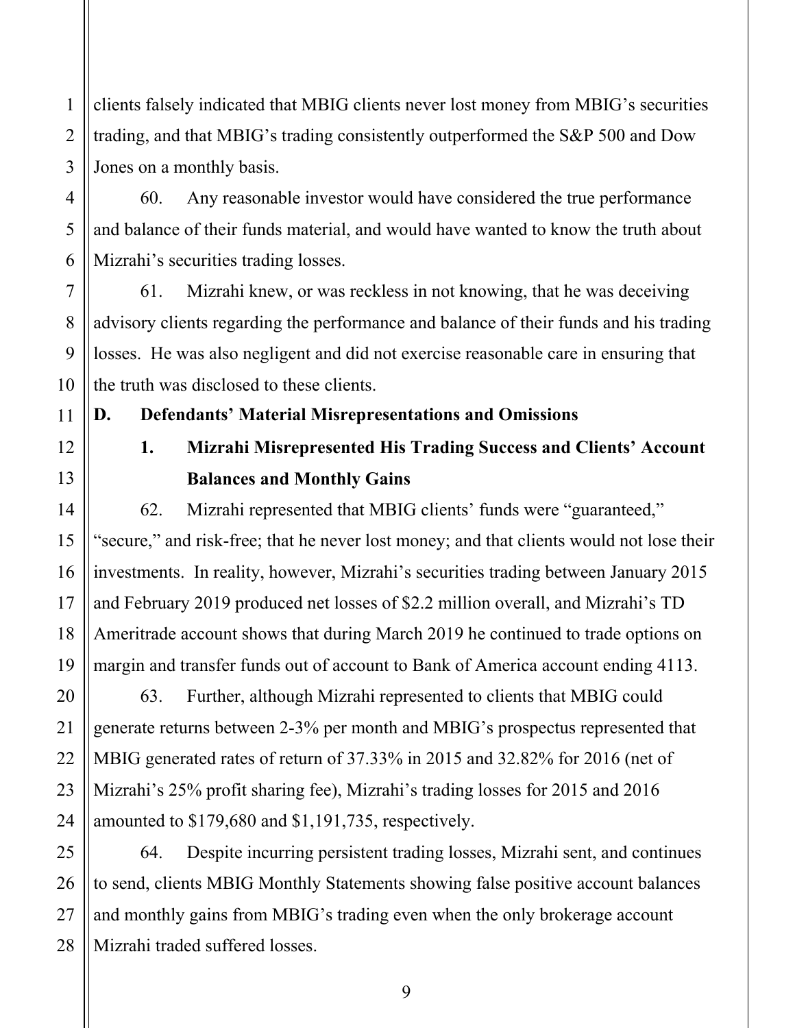clients falsely indicated that MBIG clients never lost money from MBIG's securities trading, and that MBIG's trading consistently outperformed the S&P 500 and Dow Jones on a monthly basis.

60. Any reasonable investor would have considered the true performance and balance of their funds material, and would have wanted to know the truth about Mizrahi's securities trading losses.

61. Mizrahi knew, or was reckless in not knowing, that he was deceiving advisory clients regarding the performance and balance of their funds and his trading losses. He was also negligent and did not exercise reasonable care in ensuring that the truth was disclosed to these clients.

**D. Defendants' Material Misrepresentations and Omissions**

**1. Mizrahi Misrepresented His Trading Success and Clients' Account Balances and Monthly Gains**

62. Mizrahi represented that MBIG clients' funds were "guaranteed," "secure," and risk-free; that he never lost money; and that clients would not lose their investments. In reality, however, Mizrahi's securities trading between January 2015 and February 2019 produced net losses of $2.2 million overall, and Mizrahi's TD Ameritrade account shows that during March 2019 he continued to trade options on margin and transfer funds out of account to Bank of America account ending 4113.

63. Further, although Mizrahi represented to clients that MBIG could generate returns between 2-3% per month and MBIG's prospectus represented that MBIG generated rates of return of 37.33% in 2015 and 32.82% for 2016 (net of Mizrahi's 25% profit sharing fee), Mizrahi's trading losses for 2015 and 2016 amounted to $179,680 and $1,191,735, respectively.

64. Despite incurring persistent trading losses, Mizrahi sent, and continues to send, clients MBIG Monthly Statements showing false positive account balances and monthly gains from MBIG's trading even when the only brokerage account Mizrahi traded suffered losses.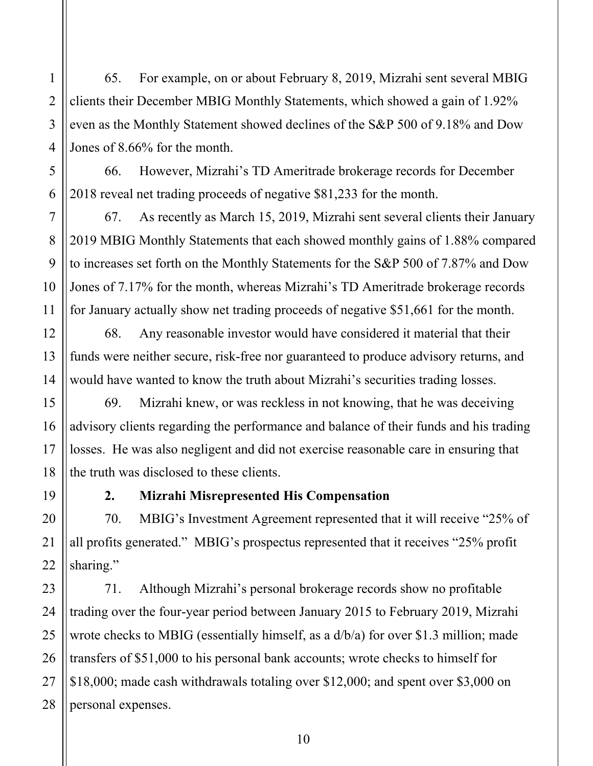65. For example, on or about February 8, 2019, Mizrahi sent several MBIG clients their December MBIG Monthly Statements, which showed a gain of 1.92% even as the Monthly Statement showed declines of the S&P 500 of 9.18% and Dow Jones of 8.66% for the month.

66. However, Mizrahi's TD Ameritrade brokerage records for December 2018 reveal net trading proceeds of negative $81,233 for the month.

67. As recently as March 15, 2019, Mizrahi sent several clients their January 2019 MBIG Monthly Statements that each showed monthly gains of 1.88% compared to increases set forth on the Monthly Statements for the S&P 500 of 7.87% and Dow Jones of 7.17% for the month, whereas Mizrahi's TD Ameritrade brokerage records for January actually show net trading proceeds of negative $51,661 for the month.

68. Any reasonable investor would have considered it material that their funds were neither secure, risk-free nor guaranteed to produce advisory returns, and would have wanted to know the truth about Mizrahi's securities trading losses.

69. Mizrahi knew, or was reckless in not knowing, that he was deceiving advisory clients regarding the performance and balance of their funds and his trading losses. He was also negligent and did not exercise reasonable care in ensuring that the truth was disclosed to these clients.

**2. Mizrahi Misrepresented His Compensation**

70. MBIG's Investment Agreement represented that it will receive "25% of all profits generated." MBIG's prospectus represented that it receives "25% profit sharing."

71. Although Mizrahi's personal brokerage records show no profitable trading over the four-year period between January 2015 to February 2019, Mizrahi wrote checks to MBIG (essentially himself, as a d/b/a) for over $1.3 million; made transfers of $51,000 to his personal bank accounts; wrote checks to himself for $18,000; made cash withdrawals totaling over $12,000; and spent over $3,000 on personal expenses.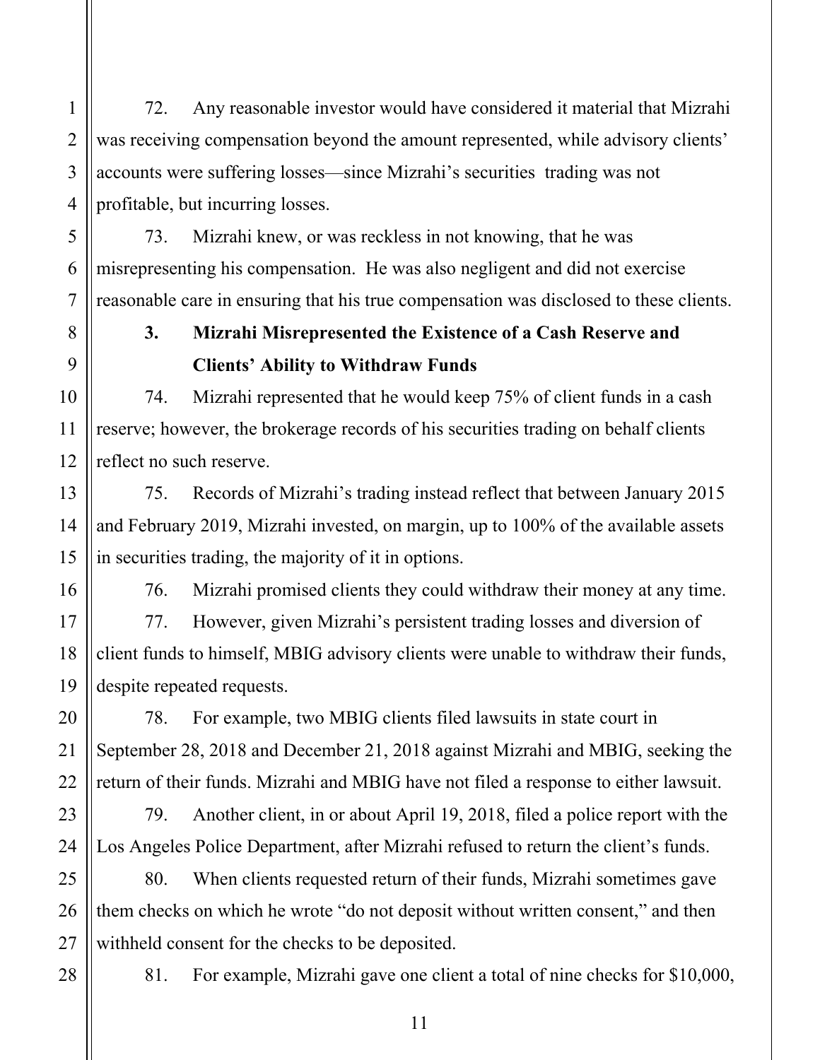72. Any reasonable investor would have considered it material that Mizrahi was receiving compensation beyond the amount represented, while advisory clients' accounts were suffering losses—since Mizrahi's securities trading was not profitable, but incurring losses.

73. Mizrahi knew, or was reckless in not knowing, that he was misrepresenting his compensation. He was also negligent and did not exercise reasonable care in ensuring that his true compensation was disclosed to these clients.

### 3. Mizrahi Misrepresented the Existence of a Cash Reserve and Clients' Ability to Withdraw Funds

74. Mizrahi represented that he would keep 75% of client funds in a cash reserve; however, the brokerage records of his securities trading on behalf clients reflect no such reserve.

75. Records of Mizrahi's trading instead reflect that between January 2015 and February 2019, Mizrahi invested, on margin, up to 100% of the available assets in securities trading, the majority of it in options.

76. Mizrahi promised clients they could withdraw their money at any time.

77. However, given Mizrahi's persistent trading losses and diversion of client funds to himself, MBIG advisory clients were unable to withdraw their funds, despite repeated requests.

78. For example, two MBIG clients filed lawsuits in state court in September 28, 2018 and December 21, 2018 against Mizrahi and MBIG, seeking the return of their funds. Mizrahi and MBIG have not filed a response to either lawsuit.

79. Another client, in or about April 19, 2018, filed a police report with the Los Angeles Police Department, after Mizrahi refused to return the client's funds.

80. When clients requested return of their funds, Mizrahi sometimes gave them checks on which he wrote "do not deposit without written consent," and then withheld consent for the checks to be deposited.

81. For example, Mizrahi gave one client a total of nine checks for $10,000,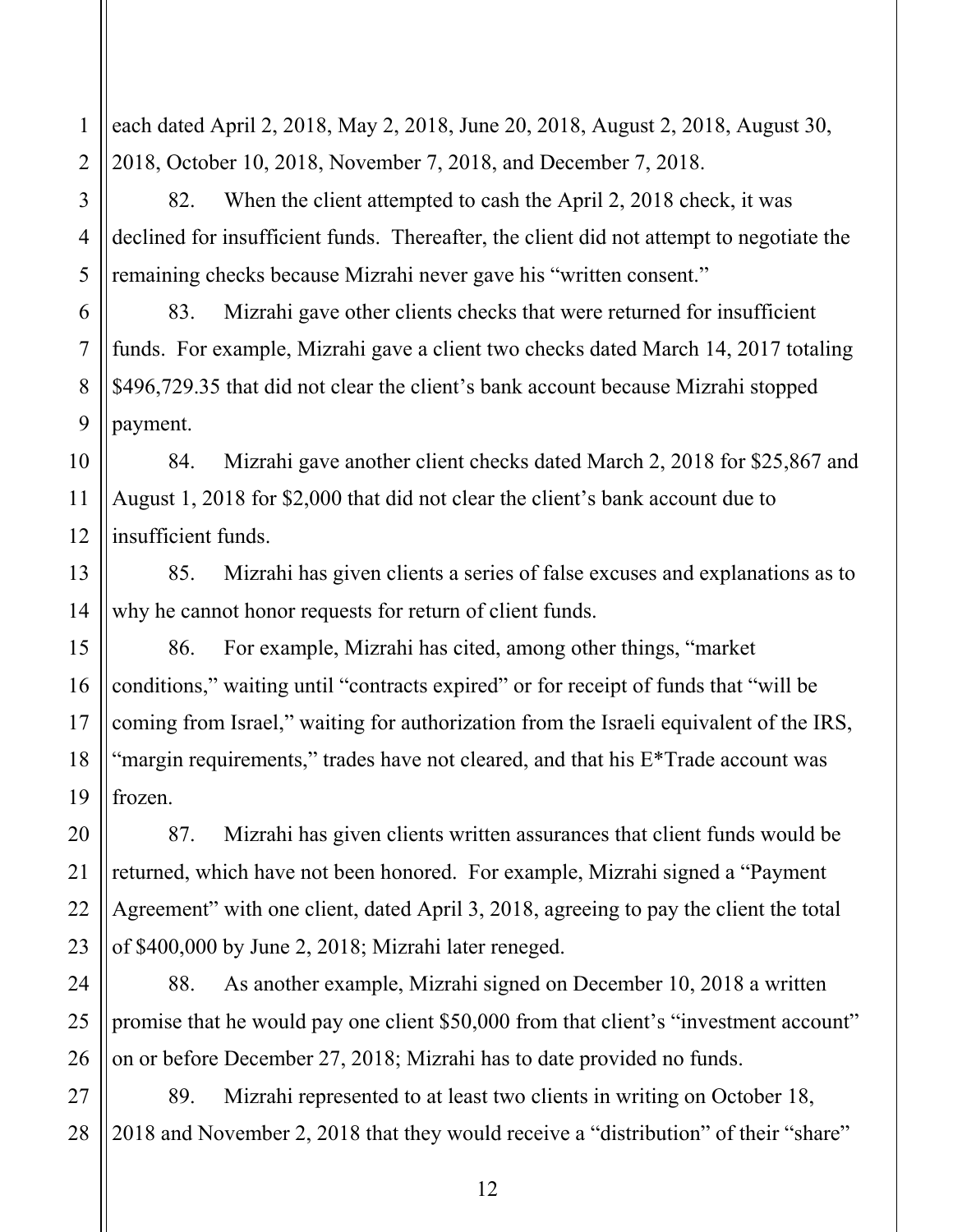each dated April 2, 2018, May 2, 2018, June 20, 2018, August 2, 2018, August 30, 2018, October 10, 2018, November 7, 2018, and December 7, 2018.

82. When the client attempted to cash the April 2, 2018 check, it was declined for insufficient funds. Thereafter, the client did not attempt to negotiate the remaining checks because Mizrahi never gave his "written consent."

83. Mizrahi gave other clients checks that were returned for insufficient funds. For example, Mizrahi gave a client two checks dated March 14, 2017 totaling $496,729.35 that did not clear the client's bank account because Mizrahi stopped payment.

84. Mizrahi gave another client checks dated March 2, 2018 for $25,867 and August 1, 2018 for $2,000 that did not clear the client's bank account due to insufficient funds.

85. Mizrahi has given clients a series of false excuses and explanations as to why he cannot honor requests for return of client funds.

86. For example, Mizrahi has cited, among other things, "market conditions," waiting until "contracts expired" or for receipt of funds that "will be coming from Israel," waiting for authorization from the Israeli equivalent of the IRS, "margin requirements," trades have not cleared, and that his E*Trade account was frozen.

87. Mizrahi has given clients written assurances that client funds would be returned, which have not been honored. For example, Mizrahi signed a "Payment Agreement" with one client, dated April 3, 2018, agreeing to pay the client the total of $400,000 by June 2, 2018; Mizrahi later reneged.

88. As another example, Mizrahi signed on December 10, 2018 a written promise that he would pay one client $50,000 from that client's "investment account" on or before December 27, 2018; Mizrahi has to date provided no funds.

89. Mizrahi represented to at least two clients in writing on October 18, 2018 and November 2, 2018 that they would receive a "distribution" of their "share"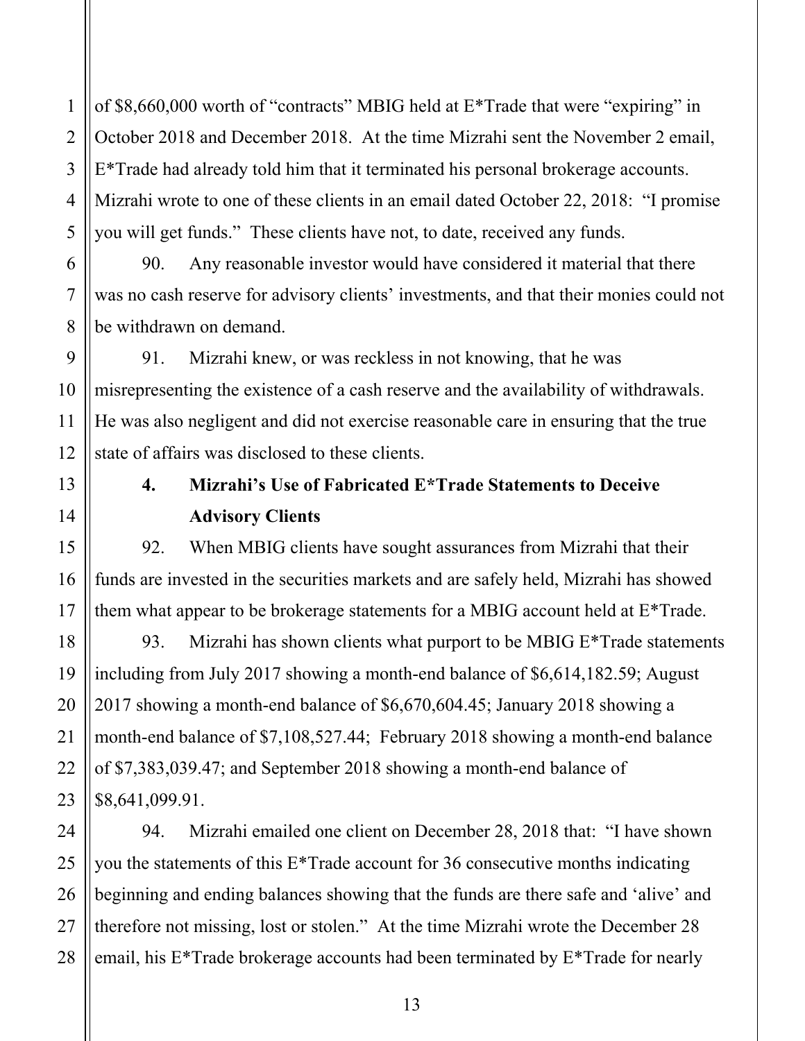of $8,660,000 worth of "contracts" MBIG held at E*Trade that were "expiring" in October 2018 and December 2018. At the time Mizrahi sent the November 2 email, E*Trade had already told him that it terminated his personal brokerage accounts. Mizrahi wrote to one of these clients in an email dated October 22, 2018: "I promise you will get funds." These clients have not, to date, received any funds.

90. Any reasonable investor would have considered it material that there was no cash reserve for advisory clients' investments, and that their monies could not be withdrawn on demand.

91. Mizrahi knew, or was reckless in not knowing, that he was misrepresenting the existence of a cash reserve and the availability of withdrawals. He was also negligent and did not exercise reasonable care in ensuring that the true state of affairs was disclosed to these clients.

### 4. Mizrahi's Use of Fabricated E*Trade Statements to Deceive Advisory Clients

92. When MBIG clients have sought assurances from Mizrahi that their funds are invested in the securities markets and are safely held, Mizrahi has showed them what appear to be brokerage statements for a MBIG account held at E*Trade.

93. Mizrahi has shown clients what purport to be MBIG E*Trade statements including from July 2017 showing a month-end balance of $6,614,182.59; August 2017 showing a month-end balance of $6,670,604.45; January 2018 showing a month-end balance of $7,108,527.44; February 2018 showing a month-end balance of $7,383,039.47; and September 2018 showing a month-end balance of $8,641,099.91.

94. Mizrahi emailed one client on December 28, 2018 that: "I have shown you the statements of this E*Trade account for 36 consecutive months indicating beginning and ending balances showing that the funds are there safe and 'alive' and therefore not missing, lost or stolen." At the time Mizrahi wrote the December 28 email, his E*Trade brokerage accounts had been terminated by E*Trade for nearly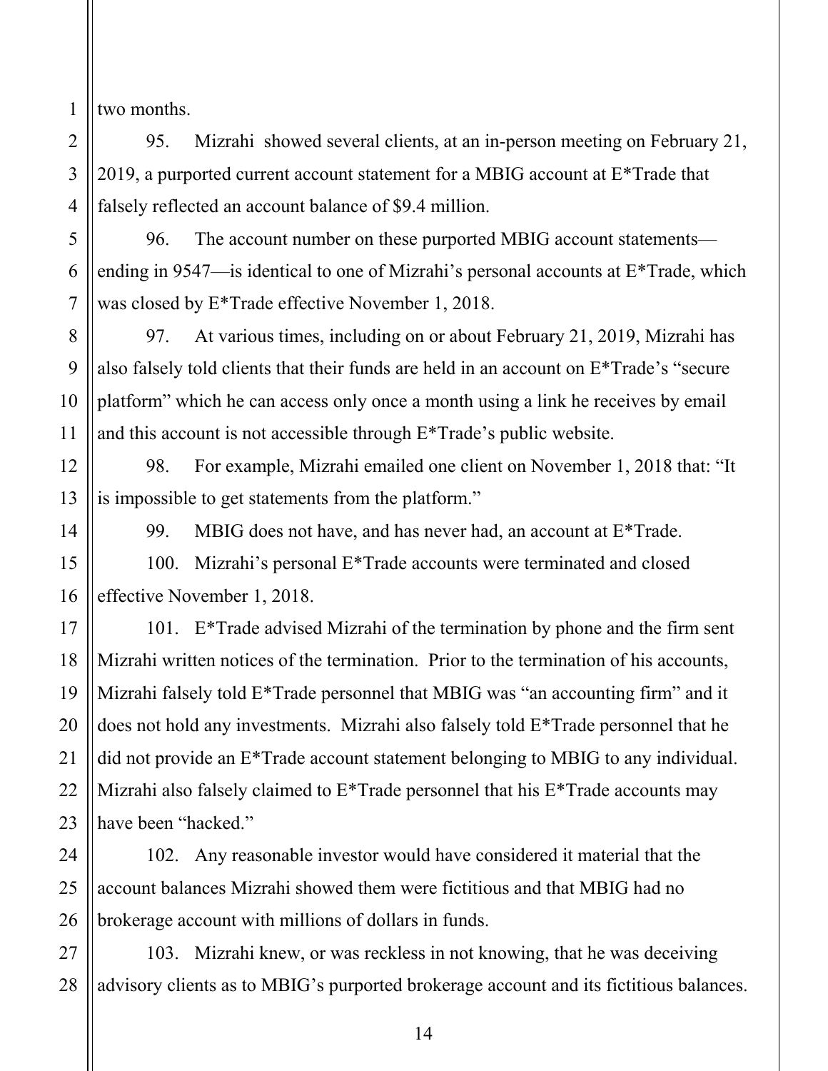two months.

95. Mizrahi showed several clients, at an in-person meeting on February 21, 2019, a purported current account statement for a MBIG account at E*Trade that falsely reflected an account balance of $9.4 million.

96. The account number on these purported MBIG account statements—ending in 9547—is identical to one of Mizrahi's personal accounts at E*Trade, which was closed by E*Trade effective November 1, 2018.

97. At various times, including on or about February 21, 2019, Mizrahi has also falsely told clients that their funds are held in an account on E*Trade's "secure platform" which he can access only once a month using a link he receives by email and this account is not accessible through E*Trade's public website.

98. For example, Mizrahi emailed one client on November 1, 2018 that: "It is impossible to get statements from the platform."

99. MBIG does not have, and has never had, an account at E*Trade.

100. Mizrahi's personal E*Trade accounts were terminated and closed effective November 1, 2018.

101. E*Trade advised Mizrahi of the termination by phone and the firm sent Mizrahi written notices of the termination. Prior to the termination of his accounts, Mizrahi falsely told E*Trade personnel that MBIG was "an accounting firm" and it does not hold any investments. Mizrahi also falsely told E*Trade personnel that he did not provide an E*Trade account statement belonging to MBIG to any individual. Mizrahi also falsely claimed to E*Trade personnel that his E*Trade accounts may have been "hacked."

102. Any reasonable investor would have considered it material that the account balances Mizrahi showed them were fictitious and that MBIG had no brokerage account with millions of dollars in funds.

103. Mizrahi knew, or was reckless in not knowing, that he was deceiving advisory clients as to MBIG's purported brokerage account and its fictitious balances.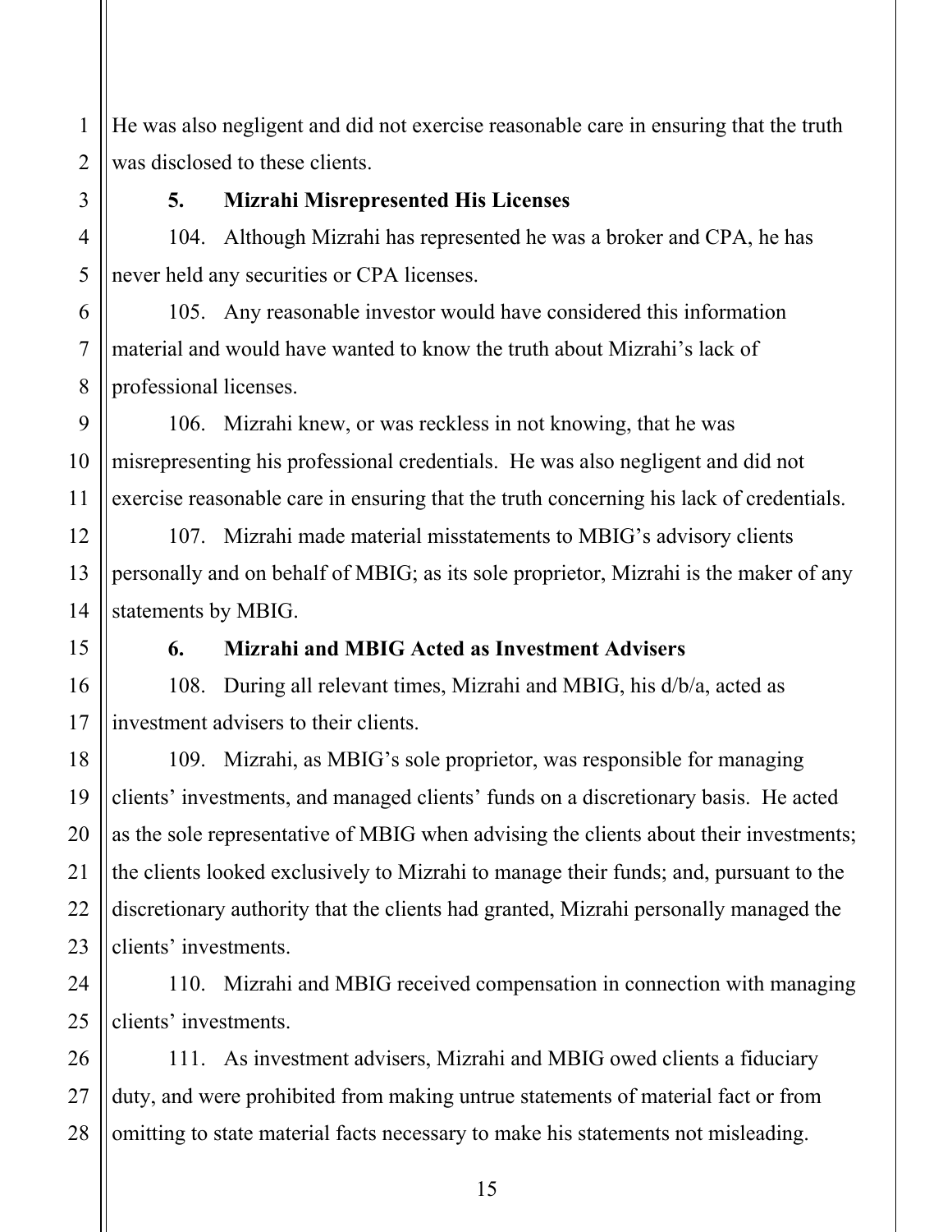He was also negligent and did not exercise reasonable care in ensuring that the truth was disclosed to these clients.

### 5. Mizrahi Misrepresented His Licenses

104. Although Mizrahi has represented he was a broker and CPA, he has never held any securities or CPA licenses.

105. Any reasonable investor would have considered this information material and would have wanted to know the truth about Mizrahi's lack of professional licenses.

106. Mizrahi knew, or was reckless in not knowing, that he was misrepresenting his professional credentials. He was also negligent and did not exercise reasonable care in ensuring that the truth concerning his lack of credentials.

107. Mizrahi made material misstatements to MBIG's advisory clients personally and on behalf of MBIG; as its sole proprietor, Mizrahi is the maker of any statements by MBIG.

### 6. Mizrahi and MBIG Acted as Investment Advisers

108. During all relevant times, Mizrahi and MBIG, his d/b/a, acted as investment advisers to their clients.

109. Mizrahi, as MBIG's sole proprietor, was responsible for managing clients' investments, and managed clients' funds on a discretionary basis. He acted as the sole representative of MBIG when advising the clients about their investments; the clients looked exclusively to Mizrahi to manage their funds; and, pursuant to the discretionary authority that the clients had granted, Mizrahi personally managed the clients' investments.

110. Mizrahi and MBIG received compensation in connection with managing clients' investments.

111. As investment advisers, Mizrahi and MBIG owed clients a fiduciary duty, and were prohibited from making untrue statements of material fact or from omitting to state material facts necessary to make his statements not misleading.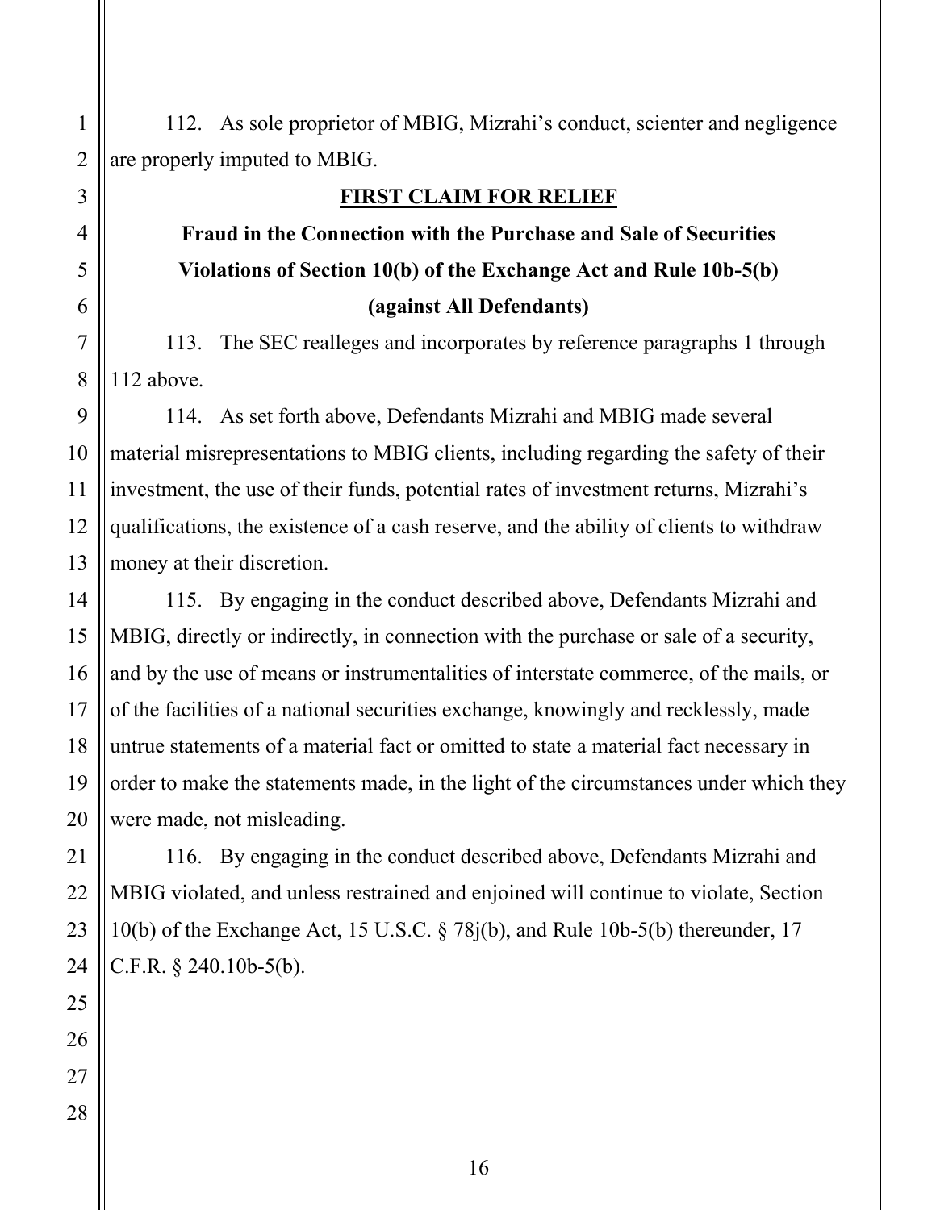112. As sole proprietor of MBIG, Mizrahi's conduct, scienter and negligence are properly imputed to MBIG.

**FIRST CLAIM FOR RELIEF**

**Fraud in the Connection with the Purchase and Sale of Securities**

**Violations of Section 10(b) of the Exchange Act and Rule 10b-5(b)**

**(against All Defendants)**

113. The SEC realleges and incorporates by reference paragraphs 1 through 112 above.

114. As set forth above, Defendants Mizrahi and MBIG made several material misrepresentations to MBIG clients, including regarding the safety of their investment, the use of their funds, potential rates of investment returns, Mizrahi's qualifications, the existence of a cash reserve, and the ability of clients to withdraw money at their discretion.

115. By engaging in the conduct described above, Defendants Mizrahi and MBIG, directly or indirectly, in connection with the purchase or sale of a security, and by the use of means or instrumentalities of interstate commerce, of the mails, or of the facilities of a national securities exchange, knowingly and recklessly, made untrue statements of a material fact or omitted to state a material fact necessary in order to make the statements made, in the light of the circumstances under which they were made, not misleading.

116. By engaging in the conduct described above, Defendants Mizrahi and MBIG violated, and unless restrained and enjoined will continue to violate, Section 10(b) of the Exchange Act, 15 U.S.C. § 78j(b), and Rule 10b-5(b) thereunder, 17 C.F.R. § 240.10b-5(b).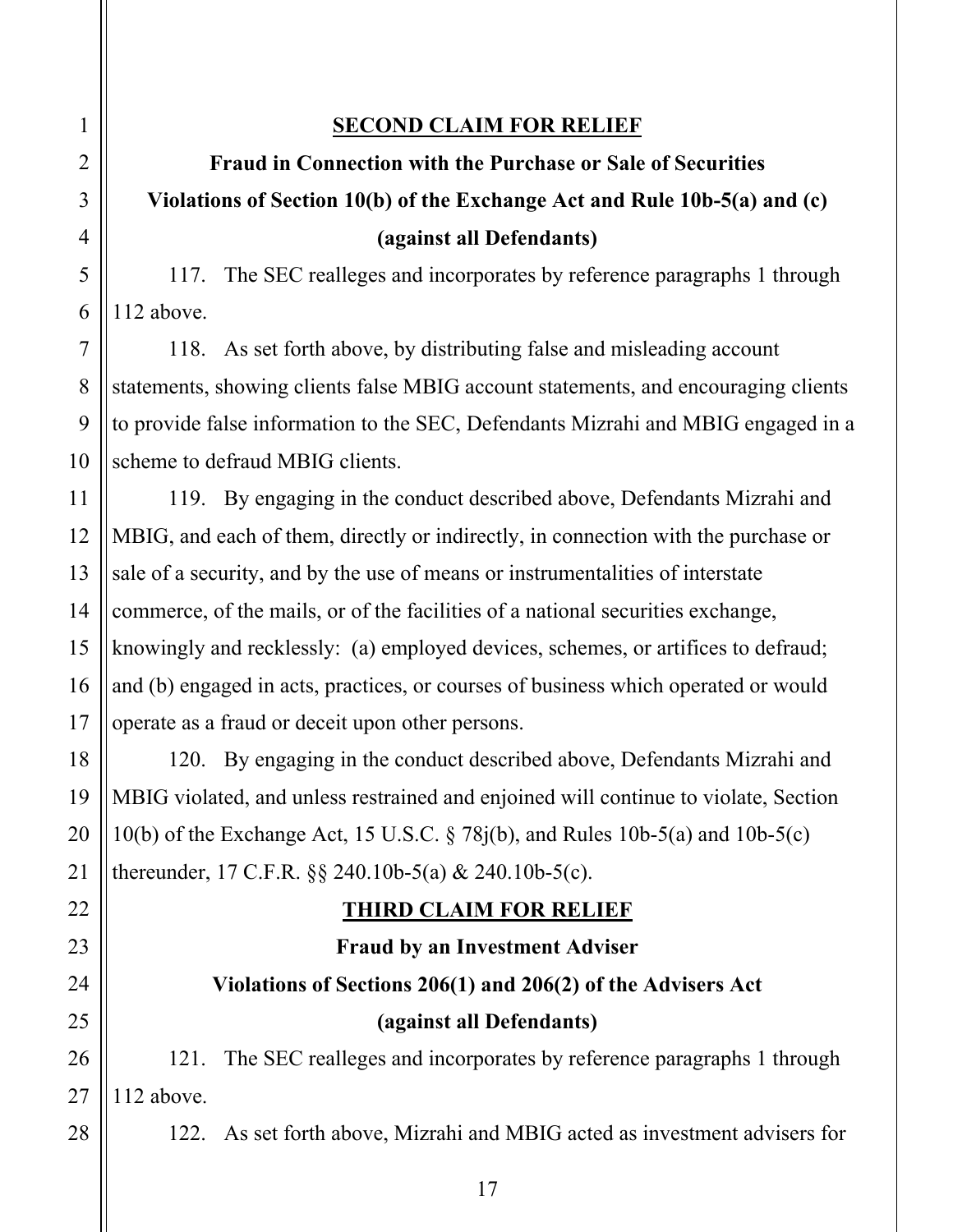**SECOND CLAIM FOR RELIEF**

**Fraud in Connection with the Purchase or Sale of Securities**

**Violations of Section 10(b) of the Exchange Act and Rule 10b-5(a) and (c)**

**(against all Defendants)**

117. The SEC realleges and incorporates by reference paragraphs 1 through 112 above.

118. As set forth above, by distributing false and misleading account statements, showing clients false MBIG account statements, and encouraging clients to provide false information to the SEC, Defendants Mizrahi and MBIG engaged in a scheme to defraud MBIG clients.

119. By engaging in the conduct described above, Defendants Mizrahi and MBIG, and each of them, directly or indirectly, in connection with the purchase or sale of a security, and by the use of means or instrumentalities of interstate commerce, of the mails, or of the facilities of a national securities exchange, knowingly and recklessly: (a) employed devices, schemes, or artifices to defraud; and (b) engaged in acts, practices, or courses of business which operated or would operate as a fraud or deceit upon other persons.

120. By engaging in the conduct described above, Defendants Mizrahi and MBIG violated, and unless restrained and enjoined will continue to violate, Section 10(b) of the Exchange Act, 15 U.S.C. § 78j(b), and Rules 10b-5(a) and 10b-5(c) thereunder, 17 C.F.R. §§ 240.10b-5(a) & 240.10b-5(c).

**THIRD CLAIM FOR RELIEF**

**Fraud by an Investment Adviser**

**Violations of Sections 206(1) and 206(2) of the Advisers Act**

**(against all Defendants)**

121. The SEC realleges and incorporates by reference paragraphs 1 through 112 above.

122. As set forth above, Mizrahi and MBIG acted as investment advisers for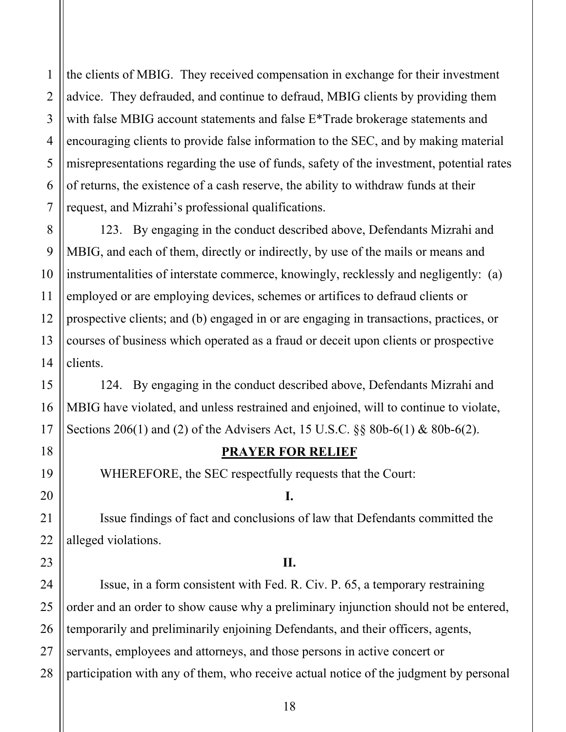the clients of MBIG. They received compensation in exchange for their investment advice. They defrauded, and continue to defraud, MBIG clients by providing them with false MBIG account statements and false E*Trade brokerage statements and encouraging clients to provide false information to the SEC, and by making material misrepresentations regarding the use of funds, safety of the investment, potential rates of returns, the existence of a cash reserve, the ability to withdraw funds at their request, and Mizrahi's professional qualifications.

123. By engaging in the conduct described above, Defendants Mizrahi and MBIG, and each of them, directly or indirectly, by use of the mails or means and instrumentalities of interstate commerce, knowingly, recklessly and negligently: (a) employed or are employing devices, schemes or artifices to defraud clients or prospective clients; and (b) engaged in or are engaging in transactions, practices, or courses of business which operated as a fraud or deceit upon clients or prospective clients.

124. By engaging in the conduct described above, Defendants Mizrahi and MBIG have violated, and unless restrained and enjoined, will to continue to violate, Sections 206(1) and (2) of the Advisers Act, 15 U.S.C. §§ 80b-6(1) & 80b-6(2).

## PRAYER FOR RELIEF

WHEREFORE, the SEC respectfully requests that the Court:

**I.**

Issue findings of fact and conclusions of law that Defendants committed the alleged violations.

**II.**

Issue, in a form consistent with Fed. R. Civ. P. 65, a temporary restraining order and an order to show cause why a preliminary injunction should not be entered, temporarily and preliminarily enjoining Defendants, and their officers, agents, servants, employees and attorneys, and those persons in active concert or participation with any of them, who receive actual notice of the judgment by personal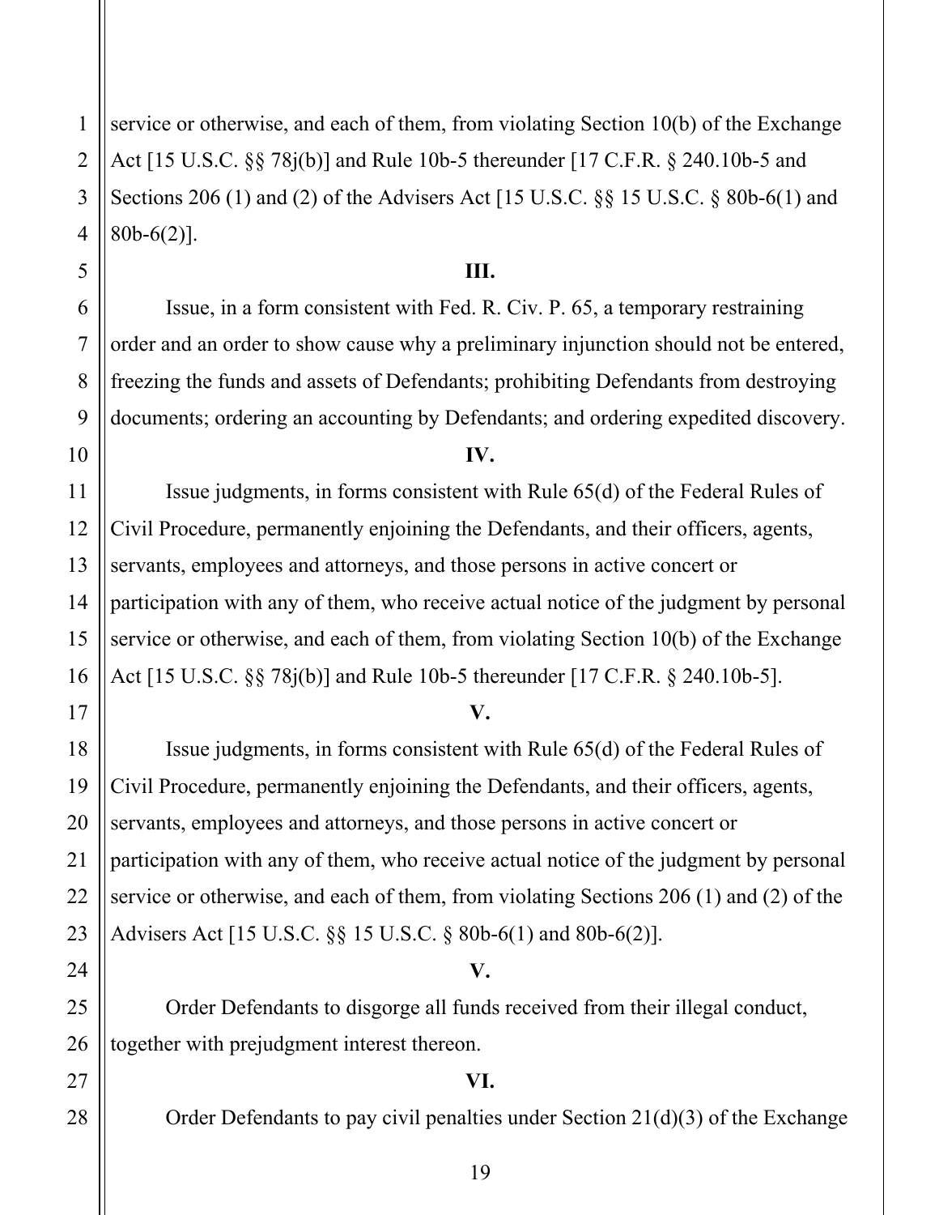service or otherwise, and each of them, from violating Section 10(b) of the Exchange Act [15 U.S.C. §§ 78j(b)] and Rule 10b-5 thereunder [17 C.F.R. § 240.10b-5 and Sections 206 (1) and (2) of the Advisers Act [15 U.S.C. §§ 15 U.S.C. § 80b-6(1) and 80b-6(2)].

**III.**

Issue, in a form consistent with Fed. R. Civ. P. 65, a temporary restraining order and an order to show cause why a preliminary injunction should not be entered, freezing the funds and assets of Defendants; prohibiting Defendants from destroying documents; ordering an accounting by Defendants; and ordering expedited discovery.

**IV.**

Issue judgments, in forms consistent with Rule 65(d) of the Federal Rules of Civil Procedure, permanently enjoining the Defendants, and their officers, agents, servants, employees and attorneys, and those persons in active concert or participation with any of them, who receive actual notice of the judgment by personal service or otherwise, and each of them, from violating Section 10(b) of the Exchange Act [15 U.S.C. §§ 78j(b)] and Rule 10b-5 thereunder [17 C.F.R. § 240.10b-5].

**V.**

Issue judgments, in forms consistent with Rule 65(d) of the Federal Rules of Civil Procedure, permanently enjoining the Defendants, and their officers, agents, servants, employees and attorneys, and those persons in active concert or participation with any of them, who receive actual notice of the judgment by personal service or otherwise, and each of them, from violating Sections 206 (1) and (2) of the Advisers Act [15 U.S.C. §§ 15 U.S.C. § 80b-6(1) and 80b-6(2)].

**V.**

Order Defendants to disgorge all funds received from their illegal conduct, together with prejudgment interest thereon.

**VI.**

Order Defendants to pay civil penalties under Section 21(d)(3) of the Exchange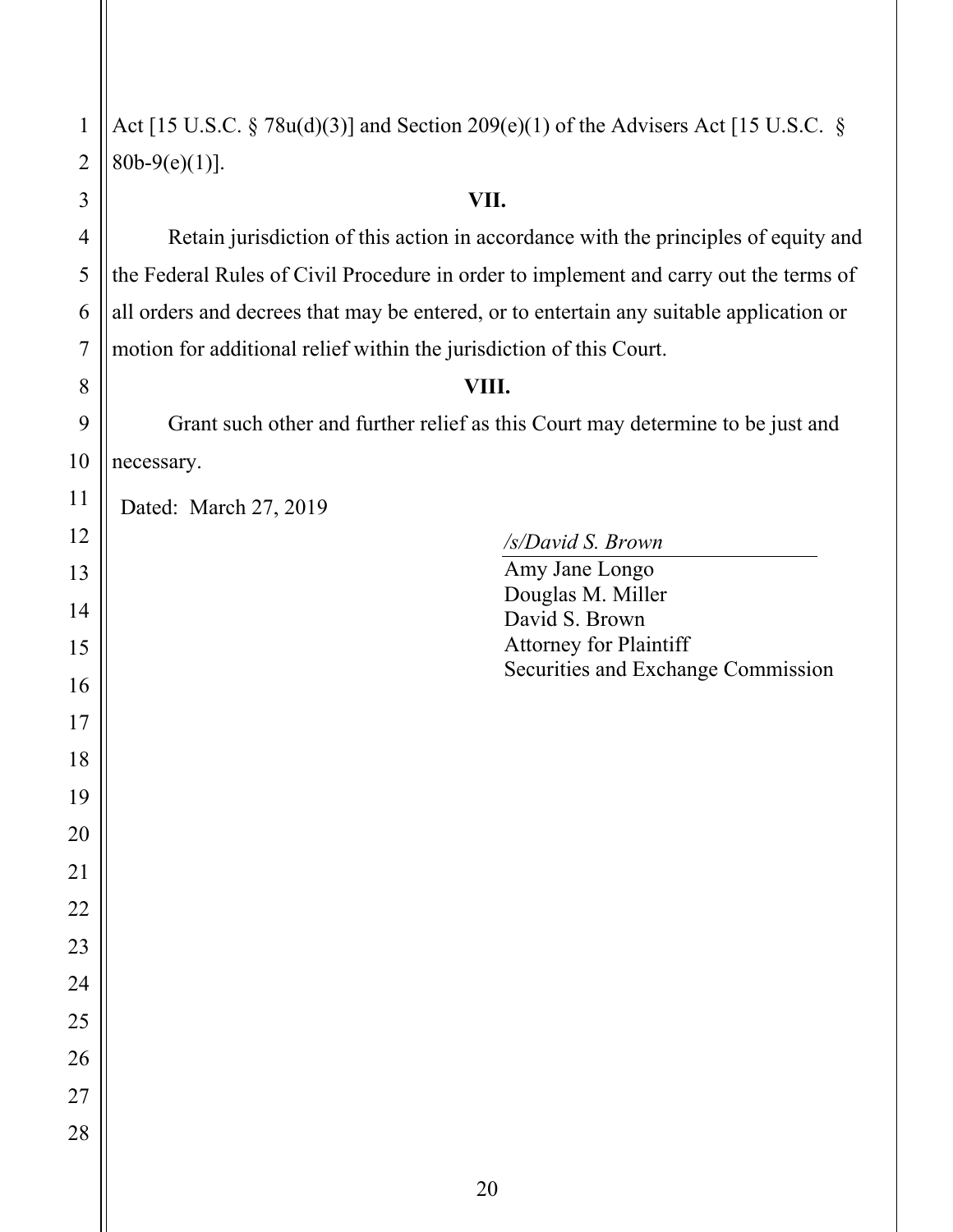Act [15 U.S.C. § 78u(d)(3)] and Section 209(e)(1) of the Advisers Act [15 U.S.C. § 80b-9(e)(1)].

**VII.**

Retain jurisdiction of this action in accordance with the principles of equity and the Federal Rules of Civil Procedure in order to implement and carry out the terms of all orders and decrees that may be entered, or to entertain any suitable application or motion for additional relief within the jurisdiction of this Court.

**VIII.**

Grant such other and further relief as this Court may determine to be just and necessary.

Dated: March 27, 2019

*/s/David S. Brown*
Amy Jane Longo
Douglas M. Miller
David S. Brown
Attorney for Plaintiff
Securities and Exchange Commission